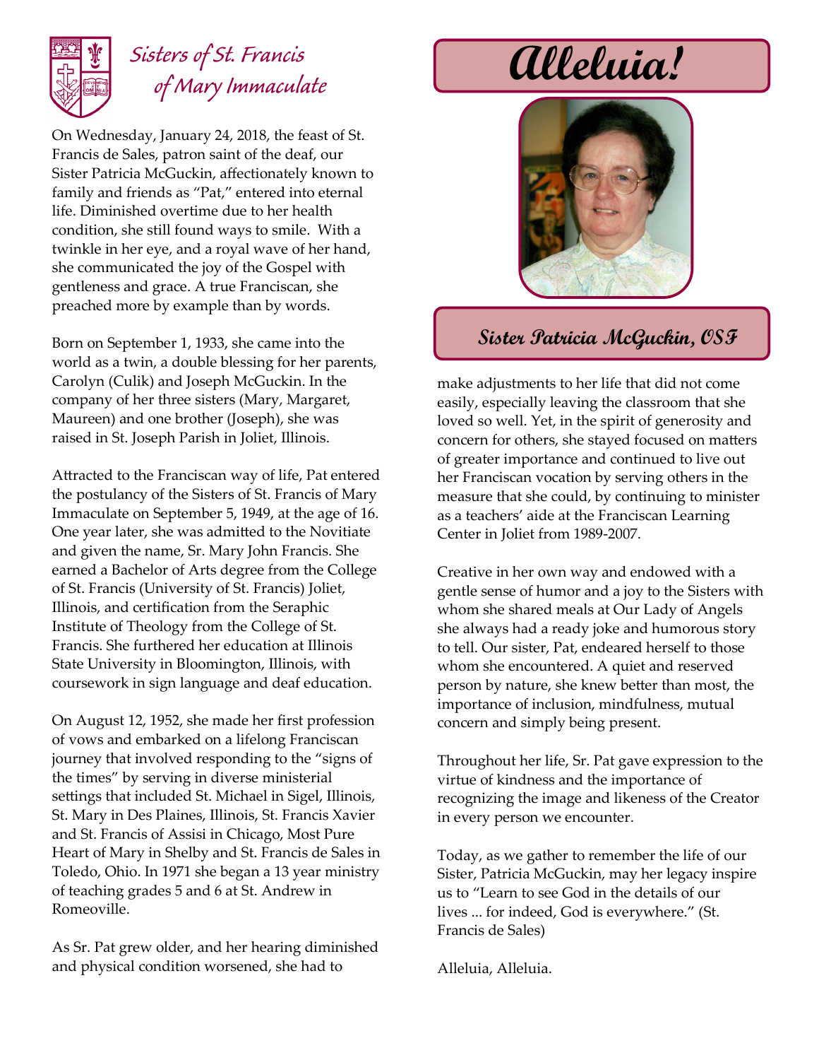Sisters of St. Francis of Mary Immaculate

# Alleluia!

## Sister Patricia McGuckin, OSF

On Wednesday, January 24, 2018, the feast of St. Francis de Sales, patron saint of the deaf, our Sister Patricia McGuckin, affectionately known to family and friends as "Pat," entered into eternal life. Diminished overtime due to her health condition, she still found ways to smile. With a twinkle in her eye, and a royal wave of her hand, she communicated the joy of the Gospel with gentleness and grace. A true Franciscan, she preached more by example than by words.

Born on September 1, 1933, she came into the world as a twin, a double blessing for her parents, Carolyn (Culik) and Joseph McGuckin. In the company of her three sisters (Mary, Margaret, Maureen) and one brother (Joseph), she was raised in St. Joseph Parish in Joliet, Illinois.

Attracted to the Franciscan way of life, Pat entered the postulancy of the Sisters of St. Francis of Mary Immaculate on September 5, 1949, at the age of 16. One year later, she was admitted to the Novitiate and given the name, Sr. Mary John Francis. She earned a Bachelor of Arts degree from the College of St. Francis (University of St. Francis) Joliet, Illinois, and certification from the Seraphic Institute of Theology from the College of St. Francis. She furthered her education at Illinois State University in Bloomington, Illinois, with coursework in sign language and deaf education.

On August 12, 1952, she made her first profession of vows and embarked on a lifelong Franciscan journey that involved responding to the "signs of the times" by serving in diverse ministerial settings that included St. Michael in Sigel, Illinois, St. Mary in Des Plaines, Illinois, St. Francis Xavier and St. Francis of Assisi in Chicago, Most Pure Heart of Mary in Shelby and St. Francis de Sales in Toledo, Ohio. In 1971 she began a 13 year ministry of teaching grades 5 and 6 at St. Andrew in Romeoville.

As Sr. Pat grew older, and her hearing diminished and physical condition worsened, she had to make adjustments to her life that did not come easily, especially leaving the classroom that she loved so well. Yet, in the spirit of generosity and concern for others, she stayed focused on matters of greater importance and continued to live out her Franciscan vocation by serving others in the measure that she could, by continuing to minister as a teachers' aide at the Franciscan Learning Center in Joliet from 1989-2007.

Creative in her own way and endowed with a gentle sense of humor and a joy to the Sisters with whom she shared meals at Our Lady of Angels she always had a ready joke and humorous story to tell. Our sister, Pat, endeared herself to those whom she encountered. A quiet and reserved person by nature, she knew better than most, the importance of inclusion, mindfulness, mutual concern and simply being present.

Throughout her life, Sr. Pat gave expression to the virtue of kindness and the importance of recognizing the image and likeness of the Creator in every person we encounter.

Today, as we gather to remember the life of our Sister, Patricia McGuckin, may her legacy inspire us to "Learn to see God in the details of our lives ... for indeed, God is everywhere." (St. Francis de Sales)

Alleluia, Alleluia.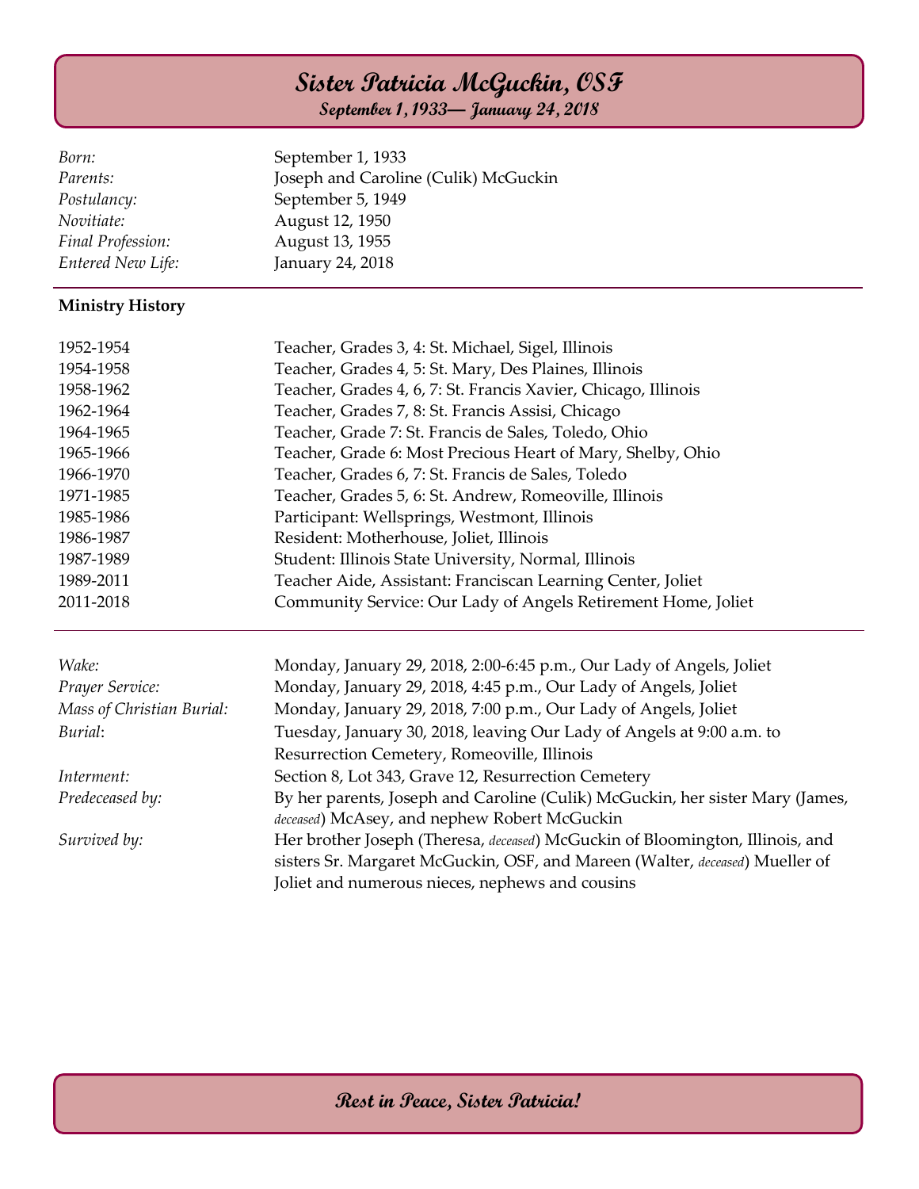# Sister Patricia McGuckin, OSF

**September 1, 1933— January 24, 2018**

| | |
|---|---|
| *Born:* | September 1, 1933 |
| *Parents:* | Joseph and Caroline (Culik) McGuckin |
| *Postulancy:* | September 5, 1949 |
| *Novitiate:* | August 12, 1950 |
| *Final Profession:* | August 13, 1955 |
| *Entered New Life:* | January 24, 2018 |

## Ministry History

| | |
|---|---|
| 1952-1954 | Teacher, Grades 3, 4: St. Michael, Sigel, Illinois |
| 1954-1958 | Teacher, Grades 4, 5: St. Mary, Des Plaines, Illinois |
| 1958-1962 | Teacher, Grades 4, 6, 7: St. Francis Xavier, Chicago, Illinois |
| 1962-1964 | Teacher, Grades 7, 8: St. Francis Assisi, Chicago |
| 1964-1965 | Teacher, Grade 7: St. Francis de Sales, Toledo, Ohio |
| 1965-1966 | Teacher, Grade 6: Most Precious Heart of Mary, Shelby, Ohio |
| 1966-1970 | Teacher, Grades 6, 7: St. Francis de Sales, Toledo |
| 1971-1985 | Teacher, Grades 5, 6: St. Andrew, Romeoville, Illinois |
| 1985-1986 | Participant: Wellsprings, Westmont, Illinois |
| 1986-1987 | Resident: Motherhouse, Joliet, Illinois |
| 1987-1989 | Student: Illinois State University, Normal, Illinois |
| 1989-2011 | Teacher Aide, Assistant: Franciscan Learning Center, Joliet |
| 2011-2018 | Community Service: Our Lady of Angels Retirement Home, Joliet |

| | |
|---|---|
| *Wake:* | Monday, January 29, 2018, 2:00-6:45 p.m., Our Lady of Angels, Joliet |
| *Prayer Service:* | Monday, January 29, 2018, 4:45 p.m., Our Lady of Angels, Joliet |
| *Mass of Christian Burial:* | Monday, January 29, 2018, 7:00 p.m., Our Lady of Angels, Joliet |
| *Burial*: | Tuesday, January 30, 2018, leaving Our Lady of Angels at 9:00 a.m. to Resurrection Cemetery, Romeoville, Illinois |
| *Interment:* | Section 8, Lot 343, Grave 12, Resurrection Cemetery |
| *Predeceased by:* | By her parents, Joseph and Caroline (Culik) McGuckin, her sister Mary (James, *deceased*) McAsey, and nephew Robert McGuckin |
| *Survived by:* | Her brother Joseph (Theresa, *deceased*) McGuckin of Bloomington, Illinois, and sisters Sr. Margaret McGuckin, OSF, and Mareen (Walter, *deceased*) Mueller of Joliet and numerous nieces, nephews and cousins |

**Rest in Peace, Sister Patricia!**